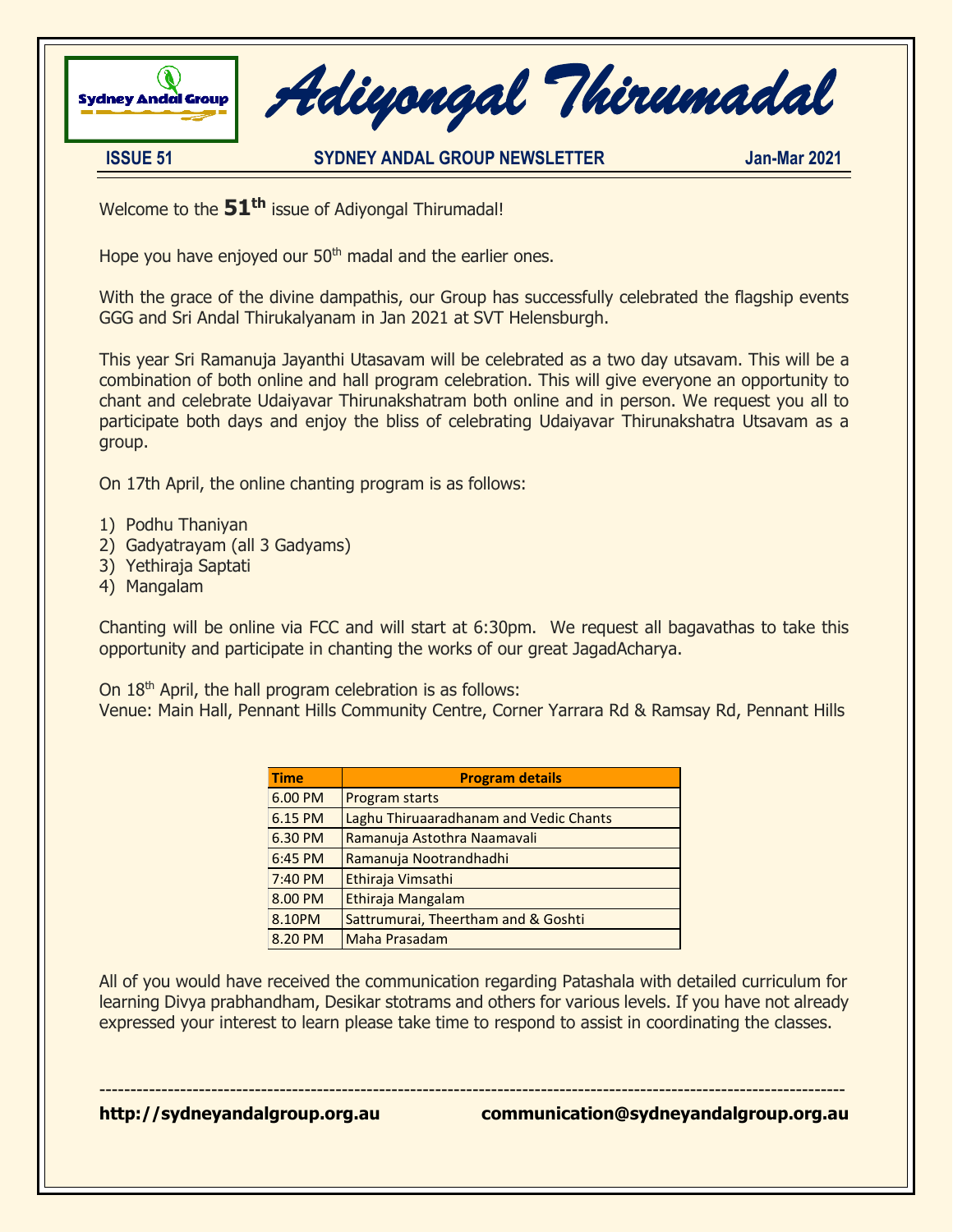# Adiyongal Thirumadal

**ISSUE 51** **SYDNEY ANDAL GROUP NEWSLETTER** **Jan-Mar 2021**

Welcome to the **51th** issue of Adiyongal Thirumadal!

Hope you have enjoyed our 50th madal and the earlier ones.

With the grace of the divine dampathis, our Group has successfully celebrated the flagship events GGG and Sri Andal Thirukalyanam in Jan 2021 at SVT Helensburgh.

This year Sri Ramanuja Jayanthi Utasavam will be celebrated as a two day utsavam. This will be a combination of both online and hall program celebration. This will give everyone an opportunity to chant and celebrate Udaiyavar Thirunakshatram both online and in person. We request you all to participate both days and enjoy the bliss of celebrating Udaiyavar Thirunakshatra Utsavam as a group.

On 17th April, the online chanting program is as follows:

1) Podhu Thaniyan
2) Gadyatrayam (all 3 Gadyams)
3) Yethiraja Saptati
4) Mangalam

Chanting will be online via FCC and will start at 6:30pm. We request all bagavathas to take this opportunity and participate in chanting the works of our great JagadAcharya.

On 18th April, the hall program celebration is as follows:
Venue: Main Hall, Pennant Hills Community Centre, Corner Yarrara Rd & Ramsay Rd, Pennant Hills

| Time | Program details |
|---|---|
| 6.00 PM | Program starts |
| 6.15 PM | Laghu Thiruaaradhanam and Vedic Chants |
| 6.30 PM | Ramanuja Astothra Naamavali |
| 6:45 PM | Ramanuja Nootrandhadhi |
| 7:40 PM | Ethiraja Vimsathi |
| 8.00 PM | Ethiraja Mangalam |
| 8.10PM | Sattrumurai, Theertham and & Goshti |
| 8.20 PM | Maha Prasadam |

All of you would have received the communication regarding Patashala with detailed curriculum for learning Divya prabhandham, Desikar stotrams and others for various levels. If you have not already expressed your interest to learn please take time to respond to assist in coordinating the classes.

---

**http://sydneyandalgroup.org.au** **communication@sydneyandalgroup.org.au**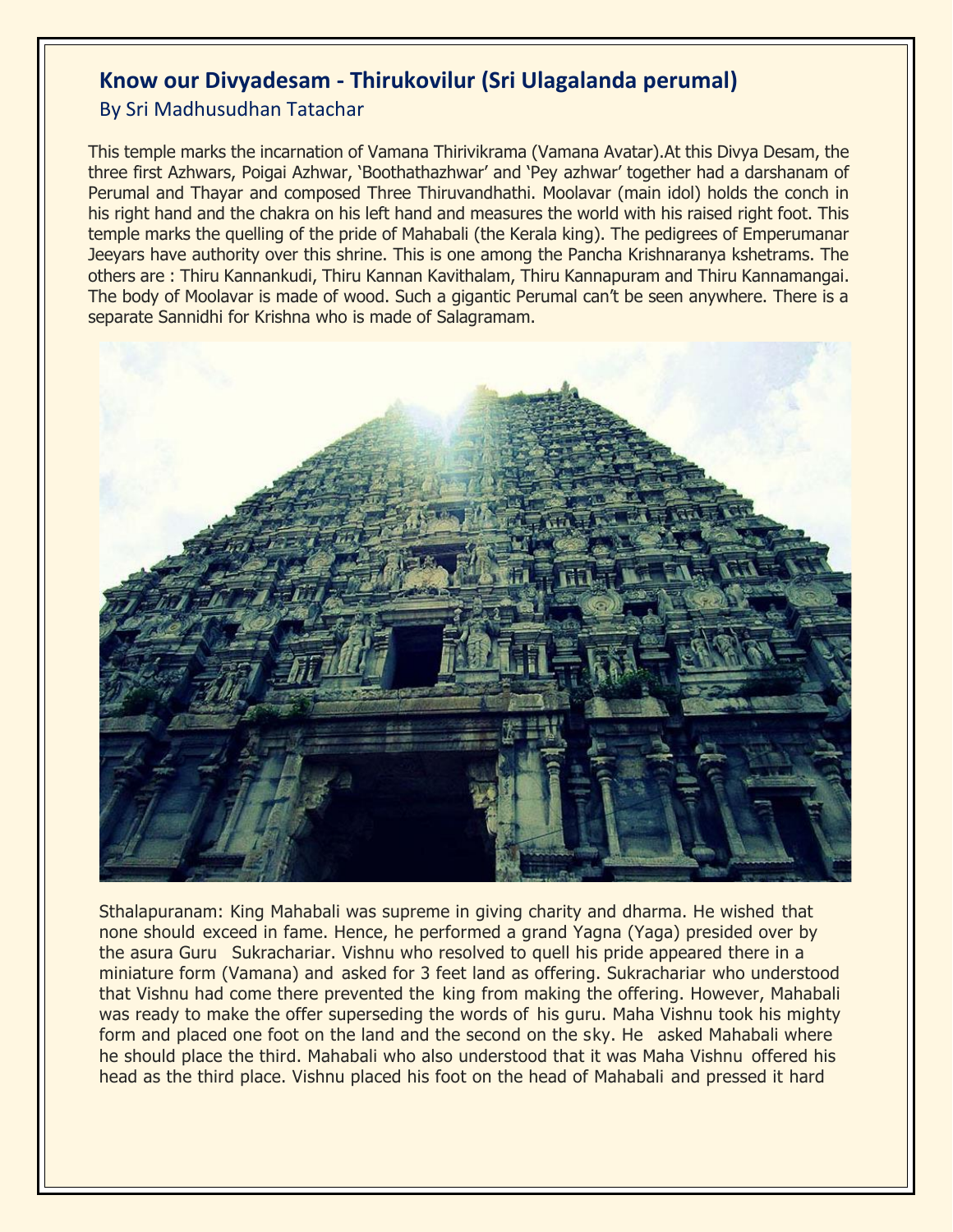## Know our Divyadesam - Thirukovilur (Sri Ulagalanda perumal)

### By Sri Madhusudhan Tatachar

This temple marks the incarnation of Vamana Thirivikrama (Vamana Avatar).At this Divya Desam, the three first Azhwars, Poigai Azhwar, 'Boothathazhwar' and 'Pey azhwar' together had a darshanam of Perumal and Thayar and composed Three Thiruvandhathi. Moolavar (main idol) holds the conch in his right hand and the chakra on his left hand and measures the world with his raised right foot. This temple marks the quelling of the pride of Mahabali (the Kerala king). The pedigrees of Emperumanar Jeeyars have authority over this shrine. This is one among the Pancha Krishnaranya kshetrams. The others are : Thiru Kannankudi, Thiru Kannan Kavithalam, Thiru Kannapuram and Thiru Kannamangai. The body of Moolavar is made of wood. Such a gigantic Perumal can't be seen anywhere. There is a separate Sannidhi for Krishna who is made of Salagramam.

Sthalapuranam: King Mahabali was supreme in giving charity and dharma. He wished that none should exceed in fame. Hence, he performed a grand Yagna (Yaga) presided over by the asura Guru Sukrachariar. Vishnu who resolved to quell his pride appeared there in a miniature form (Vamana) and asked for 3 feet land as offering. Sukrachariar who understood that Vishnu had come there prevented the king from making the offering. However, Mahabali was ready to make the offer superseding the words of his guru. Maha Vishnu took his mighty form and placed one foot on the land and the second on the sky. He asked Mahabali where he should place the third. Mahabali who also understood that it was Maha Vishnu offered his head as the third place. Vishnu placed his foot on the head of Mahabali and pressed it hard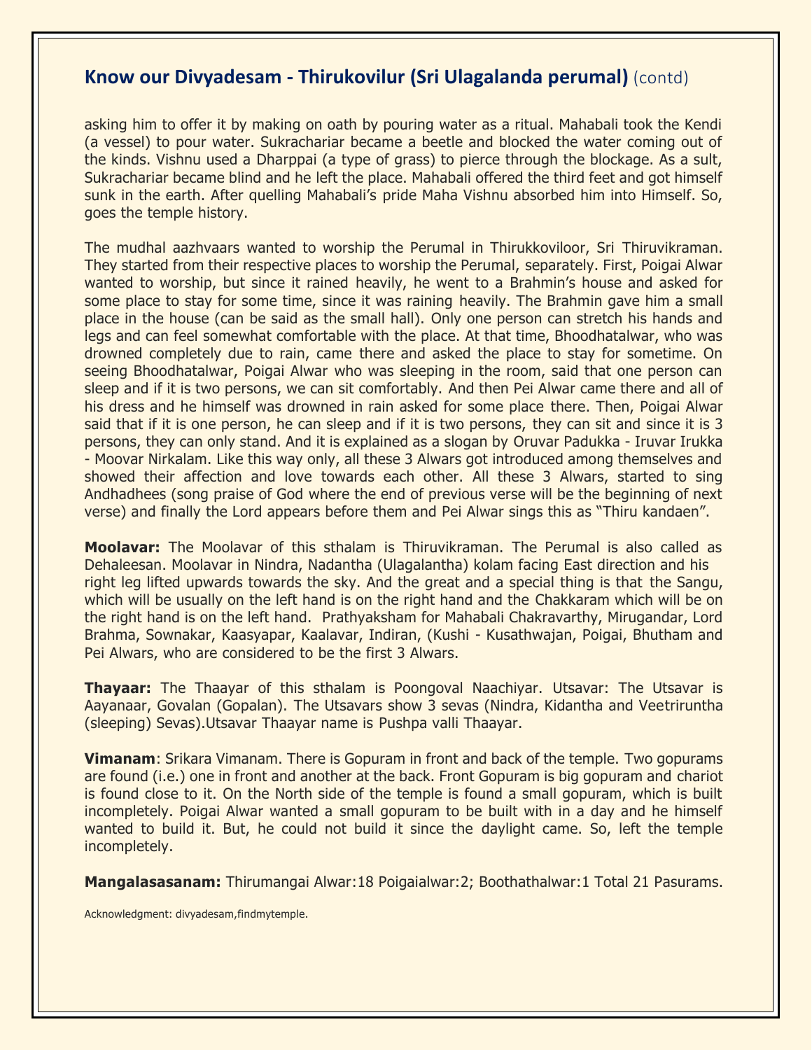## Know our Divyadesam - Thirukovilur (Sri Ulagalanda perumal) (contd)

asking him to offer it by making on oath by pouring water as a ritual. Mahabali took the Kendi (a vessel) to pour water. Sukracharier became a beetle and blocked the water coming out of the kinds. Vishnu used a Dharppai (a type of grass) to pierce through the blockage. As a sult, Sukracharier became blind and he left the place. Mahabali offered the third feet and got himself sunk in the earth. After quelling Mahabali's pride Maha Vishnu absorbed him into Himself. So, goes the temple history.

The mudhal aazhvaars wanted to worship the Perumal in Thirukkoviloor, Sri Thiruvikraman. They started from their respective places to worship the Perumal, separately. First, Poigai Alwar wanted to worship, but since it rained heavily, he went to a Brahmin's house and asked for some place to stay for some time, since it was raining heavily. The Brahmin gave him a small place in the house (can be said as the small hall). Only one person can stretch his hands and legs and can feel somewhat comfortable with the place. At that time, Bhoodhatalwar, who was drowned completely due to rain, came there and asked the place to stay for sometime. On seeing Bhoodhatalwar, Poigai Alwar who was sleeping in the room, said that one person can sleep and if it is two persons, we can sit comfortably. And then Pei Alwar came there and all of his dress and he himself was drowned in rain asked for some place there. Then, Poigai Alwar said that if it is one person, he can sleep and if it is two persons, they can sit and since it is 3 persons, they can only stand. And it is explained as a slogan by Oruvar Padukka - Iruvar Irukka - Moovar Nirkalam. Like this way only, all these 3 Alwars got introduced among themselves and showed their affection and love towards each other. All these 3 Alwars, started to sing Andhadhees (song praise of God where the end of previous verse will be the beginning of next verse) and finally the Lord appears before them and Pei Alwar sings this as "Thiru kandaen".

**Moolavar:** The Moolavar of this sthalam is Thiruvikraman. The Perumal is also called as Dehaleesan. Moolavar in Nindra, Nadantha (Ulagalantha) kolam facing East direction and his right leg lifted upwards towards the sky. And the great and a special thing is that the Sangu, which will be usually on the left hand is on the right hand and the Chakkaram which will be on the right hand is on the left hand. Prathyaksham for Mahabali Chakravarthy, Mirugandar, Lord Brahma, Sownakar, Kaasyapar, Kaalavar, Indiran, (Kushi - Kusathwajan, Poigai, Bhutham and Pei Alwars, who are considered to be the first 3 Alwars.

**Thayaar:** The Thaayar of this sthalam is Poongoval Naachiyar. Utsavar: The Utsavar is Aayanaar, Govalan (Gopalan). The Utsavars show 3 sevas (Nindra, Kidantha and Veetriruntha (sleeping) Sevas).Utsavar Thaayar name is Pushpa valli Thaayar.

**Vimanam**: Srikara Vimanam. There is Gopuram in front and back of the temple. Two gopurams are found (i.e.) one in front and another at the back. Front Gopuram is big gopuram and chariot is found close to it. On the North side of the temple is found a small gopuram, which is built incompletely. Poigai Alwar wanted a small gopuram to be built with in a day and he himself wanted to build it. But, he could not build it since the daylight came. So, left the temple incompletely.

**Mangalasasanam:** Thirumangai Alwar:18 Poigaialwar:2; Boothathalwar:1 Total 21 Pasurams.

Acknowledgment: divyadesam,findmytemple.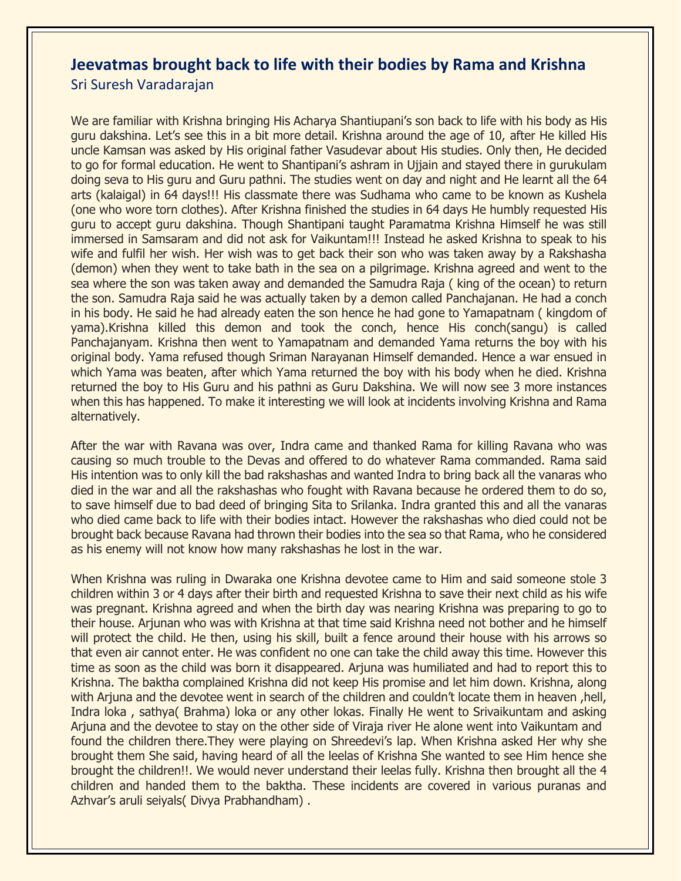# Jeevatmas brought back to life with their bodies by Rama and Krishna

Sri Suresh Varadarajan

We are familiar with Krishna bringing His Acharya Shantiupani's son back to life with his body as His guru dakshina. Let's see this in a bit more detail. Krishna around the age of 10, after He killed His uncle Kamsan was asked by His original father Vasudevar about His studies. Only then, He decided to go for formal education. He went to Shantipani's ashram in Ujjain and stayed there in gurukulam doing seva to His guru and Guru pathni. The studies went on day and night and He learnt all the 64 arts (kalaigal) in 64 days!!! His classmate there was Sudhama who came to be known as Kushela (one who wore torn clothes). After Krishna finished the studies in 64 days He humbly requested His guru to accept guru dakshina. Though Shantipani taught Paramatma Krishna Himself he was still immersed in Samsaram and did not ask for Vaikuntam!!! Instead he asked Krishna to speak to his wife and fulfil her wish. Her wish was to get back their son who was taken away by a Rakshasha (demon) when they went to take bath in the sea on a pilgrimage. Krishna agreed and went to the sea where the son was taken away and demanded the Samudra Raja ( king of the ocean) to return the son. Samudra Raja said he was actually taken by a demon called Panchajanan. He had a conch in his body. He said he had already eaten the son hence he had gone to Yamapatnam ( kingdom of yama).Krishna killed this demon and took the conch, hence His conch(sangu) is called Panchajanyam. Krishna then went to Yamapatnam and demanded Yama returns the boy with his original body. Yama refused though Sriman Narayanan Himself demanded. Hence a war ensued in which Yama was beaten, after which Yama returned the boy with his body when he died. Krishna returned the boy to His Guru and his pathni as Guru Dakshina. We will now see 3 more instances when this has happened. To make it interesting we will look at incidents involving Krishna and Rama alternatively.

After the war with Ravana was over, Indra came and thanked Rama for killing Ravana who was causing so much trouble to the Devas and offered to do whatever Rama commanded. Rama said His intention was to only kill the bad rakshashas and wanted Indra to bring back all the vanaras who died in the war and all the rakshashas who fought with Ravana because he ordered them to do so, to save himself due to bad deed of bringing Sita to Srilanka. Indra granted this and all the vanaras who died came back to life with their bodies intact. However the rakshashas who died could not be brought back because Ravana had thrown their bodies into the sea so that Rama, who he considered as his enemy will not know how many rakshashas he lost in the war.

When Krishna was ruling in Dwaraka one Krishna devotee came to Him and said someone stole 3 children within 3 or 4 days after their birth and requested Krishna to save their next child as his wife was pregnant. Krishna agreed and when the birth day was nearing Krishna was preparing to go to their house. Arjunan who was with Krishna at that time said Krishna need not bother and he himself will protect the child. He then, using his skill, built a fence around their house with his arrows so that even air cannot enter. He was confident no one can take the child away this time. However this time as soon as the child was born it disappeared. Arjuna was humiliated and had to report this to Krishna. The baktha complained Krishna did not keep His promise and let him down. Krishna, along with Arjuna and the devotee went in search of the children and couldn't locate them in heaven ,hell, Indra loka , sathya( Brahma) loka or any other lokas. Finally He went to Srivaikuntam and asking Arjuna and the devotee to stay on the other side of Viraja river He alone went into Vaikuntam and found the children there.They were playing on Shreedevi's lap. When Krishna asked Her why she brought them She said, having heard of all the leelas of Krishna She wanted to see Him hence she brought the children!!. We would never understand their leelas fully. Krishna then brought all the 4 children and handed them to the baktha. These incidents are covered in various puranas and Azhvar's aruli seiyals( Divya Prabhandham) .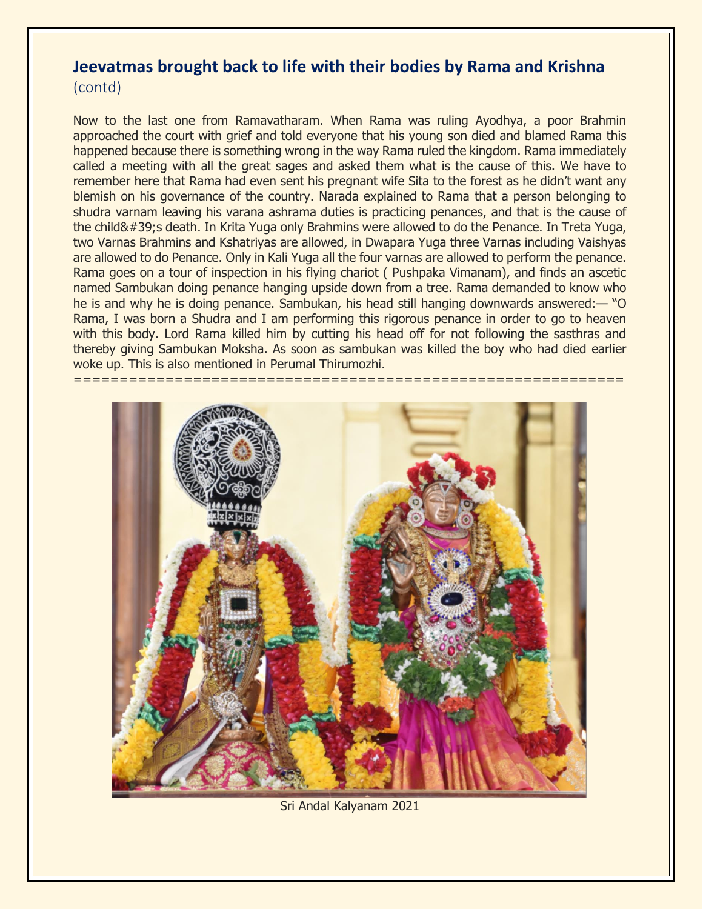## Jeevatmas brought back to life with their bodies by Rama and Krishna

(contd)

Now to the last one from Ramavatharam. When Rama was ruling Ayodhya, a poor Brahmin approached the court with grief and told everyone that his young son died and blamed Rama this happened because there is something wrong in the way Rama ruled the kingdom. Rama immediately called a meeting with all the great sages and asked them what is the cause of this. We have to remember here that Rama had even sent his pregnant wife Sita to the forest as he didn't want any blemish on his governance of the country. Narada explained to Rama that a person belonging to shudra varnam leaving his varana ashrama duties is practicing penances, and that is the cause of the child&#39;s death. In Krita Yuga only Brahmins were allowed to do the Penance. In Treta Yuga, two Varnas Brahmins and Kshatriyas are allowed, in Dwapara Yuga three Varnas including Vaishyas are allowed to do Penance. Only in Kali Yuga all the four varnas are allowed to perform the penance. Rama goes on a tour of inspection in his flying chariot ( Pushpaka Vimanam), and finds an ascetic named Sambukan doing penance hanging upside down from a tree. Rama demanded to know who he is and why he is doing penance. Sambukan, his head still hanging downwards answered:— "O Rama, I was born a Shudra and I am performing this rigorous penance in order to go to heaven with this body. Lord Rama killed him by cutting his head off for not following the sasthras and thereby giving Sambukan Moksha. As soon as sambukan was killed the boy who had died earlier woke up. This is also mentioned in Perumal Thirumozhi.

===========================================================

Sri Andal Kalyanam 2021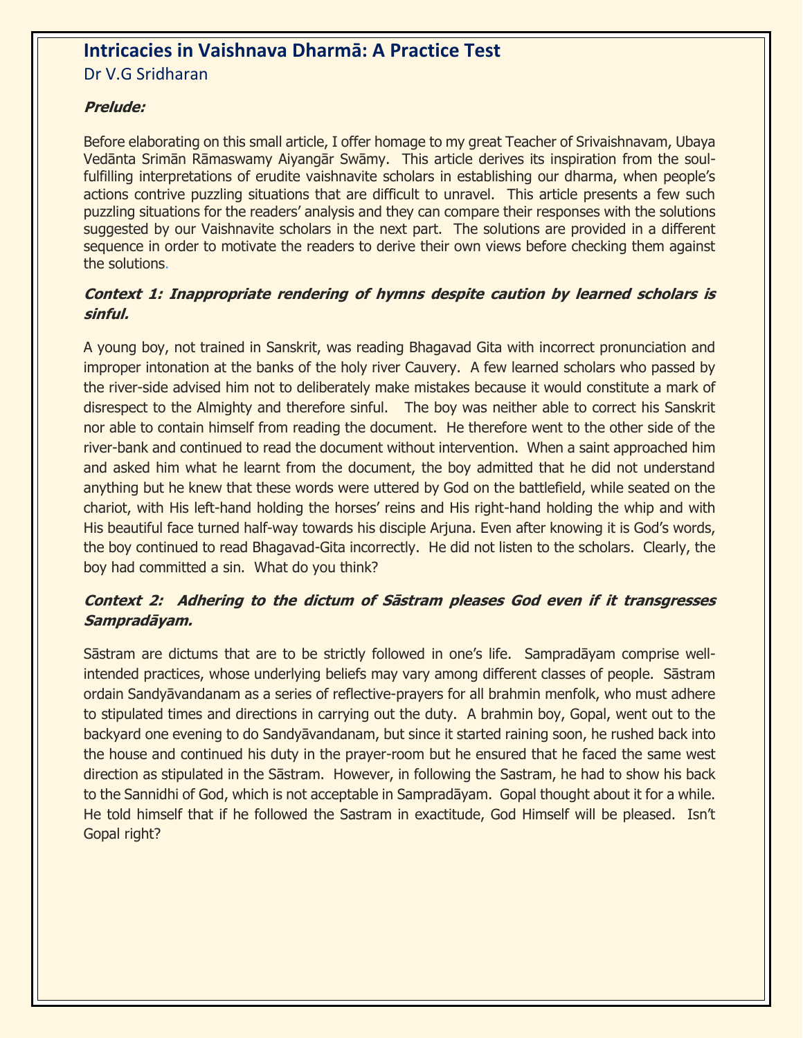# Intricacies in Vaishnava Dharmā: A Practice Test

Dr V.G Sridharan

***Prelude:***

Before elaborating on this small article, I offer homage to my great Teacher of Srivaishnavam, Ubaya Vedānta Srimān Rāmaswamy Aiyangār Swāmy. This article derives its inspiration from the soul-fulfilling interpretations of erudite vaishnavite scholars in establishing our dharma, when people's actions contrive puzzling situations that are difficult to unravel. This article presents a few such puzzling situations for the readers' analysis and they can compare their responses with the solutions suggested by our Vaishnavite scholars in the next part. The solutions are provided in a different sequence in order to motivate the readers to derive their own views before checking them against the solutions.

***Context 1: Inappropriate rendering of hymns despite caution by learned scholars is sinful.***

A young boy, not trained in Sanskrit, was reading Bhagavad Gita with incorrect pronunciation and improper intonation at the banks of the holy river Cauvery. A few learned scholars who passed by the river-side advised him not to deliberately make mistakes because it would constitute a mark of disrespect to the Almighty and therefore sinful. The boy was neither able to correct his Sanskrit nor able to contain himself from reading the document. He therefore went to the other side of the river-bank and continued to read the document without intervention. When a saint approached him and asked him what he learnt from the document, the boy admitted that he did not understand anything but he knew that these words were uttered by God on the battlefield, while seated on the chariot, with His left-hand holding the horses' reins and His right-hand holding the whip and with His beautiful face turned half-way towards his disciple Arjuna. Even after knowing it is God's words, the boy continued to read Bhagavad-Gita incorrectly. He did not listen to the scholars. Clearly, the boy had committed a sin. What do you think?

***Context 2: Adhering to the dictum of Sāstram pleases God even if it transgresses Sampradāyam.***

Sāstram are dictums that are to be strictly followed in one's life. Sampradāyam comprise well-intended practices, whose underlying beliefs may vary among different classes of people. Sāstram ordain Sandyāvandanam as a series of reflective-prayers for all brahmin menfolk, who must adhere to stipulated times and directions in carrying out the duty. A brahmin boy, Gopal, went out to the backyard one evening to do Sandyāvandanam, but since it started raining soon, he rushed back into the house and continued his duty in the prayer-room but he ensured that he faced the same west direction as stipulated in the Sāstram. However, in following the Sastram, he had to show his back to the Sannidhi of God, which is not acceptable in Sampradāyam. Gopal thought about it for a while. He told himself that if he followed the Sastram in exactitude, God Himself will be pleased. Isn't Gopal right?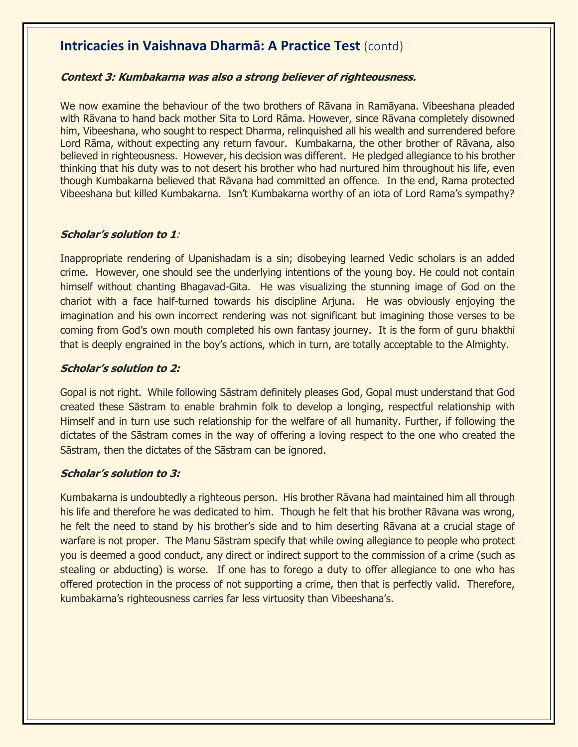## Intricacies in Vaishnava Dharmā: A Practice Test (contd)

***Context 3: Kumbakarna was also a strong believer of righteousness.***

We now examine the behaviour of the two brothers of Rāvana in Ramāyana. Vibeeshana pleaded with Rāvana to hand back mother Sita to Lord Rāma. However, since Rāvana completely disowned him, Vibeeshana, who sought to respect Dharma, relinquished all his wealth and surrendered before Lord Rāma, without expecting any return favour. Kumbakarna, the other brother of Rāvana, also believed in righteousness. However, his decision was different. He pledged allegiance to his brother thinking that his duty was to not desert his brother who had nurtured him throughout his life, even though Kumbakarna believed that Rāvana had committed an offence. In the end, Rama protected Vibeeshana but killed Kumbakarna. Isn't Kumbakarna worthy of an iota of Lord Rama's sympathy?

***Scholar's solution to 1:***

Inappropriate rendering of Upanishadam is a sin; disobeying learned Vedic scholars is an added crime. However, one should see the underlying intentions of the young boy. He could not contain himself without chanting Bhagavad-Gita. He was visualizing the stunning image of God on the chariot with a face half-turned towards his discipline Arjuna. He was obviously enjoying the imagination and his own incorrect rendering was not significant but imagining those verses to be coming from God's own mouth completed his own fantasy journey. It is the form of guru bhakthi that is deeply engrained in the boy's actions, which in turn, are totally acceptable to the Almighty.

***Scholar's solution to 2:***

Gopal is not right. While following Sāstram definitely pleases God, Gopal must understand that God created these Sāstram to enable brahmin folk to develop a longing, respectful relationship with Himself and in turn use such relationship for the welfare of all humanity. Further, if following the dictates of the Sāstram comes in the way of offering a loving respect to the one who created the Sāstram, then the dictates of the Sāstram can be ignored.

***Scholar's solution to 3:***

Kumbakarna is undoubtedly a righteous person. His brother Rāvana had maintained him all through his life and therefore he was dedicated to him. Though he felt that his brother Rāvana was wrong, he felt the need to stand by his brother's side and to him deserting Rāvana at a crucial stage of warfare is not proper. The Manu Sāstram specify that while owing allegiance to people who protect you is deemed a good conduct, any direct or indirect support to the commission of a crime (such as stealing or abducting) is worse. If one has to forego a duty to offer allegiance to one who has offered protection in the process of not supporting a crime, then that is perfectly valid. Therefore, kumbakarna's righteousness carries far less virtuosity than Vibeeshana's.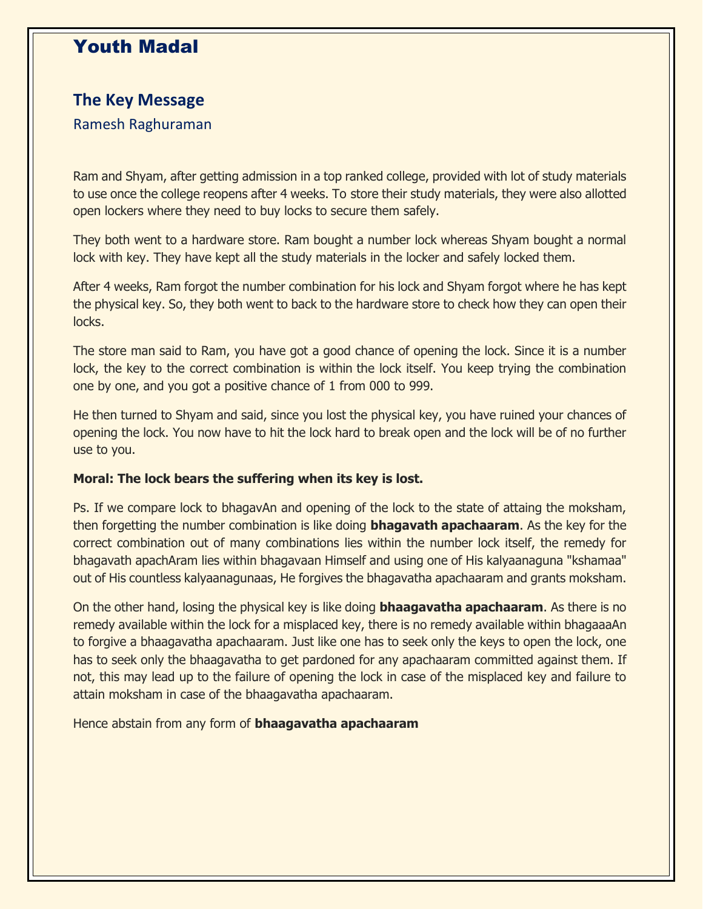# Youth Madal

## The Key Message

Ramesh Raghuraman

Ram and Shyam, after getting admission in a top ranked college, provided with lot of study materials to use once the college reopens after 4 weeks. To store their study materials, they were also allotted open lockers where they need to buy locks to secure them safely.

They both went to a hardware store. Ram bought a number lock whereas Shyam bought a normal lock with key. They have kept all the study materials in the locker and safely locked them.

After 4 weeks, Ram forgot the number combination for his lock and Shyam forgot where he has kept the physical key. So, they both went to back to the hardware store to check how they can open their locks.

The store man said to Ram, you have got a good chance of opening the lock. Since it is a number lock, the key to the correct combination is within the lock itself. You keep trying the combination one by one, and you got a positive chance of 1 from 000 to 999.

He then turned to Shyam and said, since you lost the physical key, you have ruined your chances of opening the lock. You now have to hit the lock hard to break open and the lock will be of no further use to you.

**Moral: The lock bears the suffering when its key is lost.**

Ps. If we compare lock to bhagavAn and opening of the lock to the state of attaing the moksham, then forgetting the number combination is like doing **bhagavath apachaaram**. As the key for the correct combination out of many combinations lies within the number lock itself, the remedy for bhagavath apachAram lies within bhagavaan Himself and using one of His kalyaanaguna "kshamaa" out of His countless kalyaanagunaas, He forgives the bhagavatha apachaaram and grants moksham.

On the other hand, losing the physical key is like doing **bhaagavatha apachaaram**. As there is no remedy available within the lock for a misplaced key, there is no remedy available within bhagaaaAn to forgive a bhaagavatha apachaaram. Just like one has to seek only the keys to open the lock, one has to seek only the bhaagavatha to get pardoned for any apachaaram committed against them. If not, this may lead up to the failure of opening the lock in case of the misplaced key and failure to attain moksham in case of the bhaagavatha apachaaram.

Hence abstain from any form of **bhaagavatha apachaaram**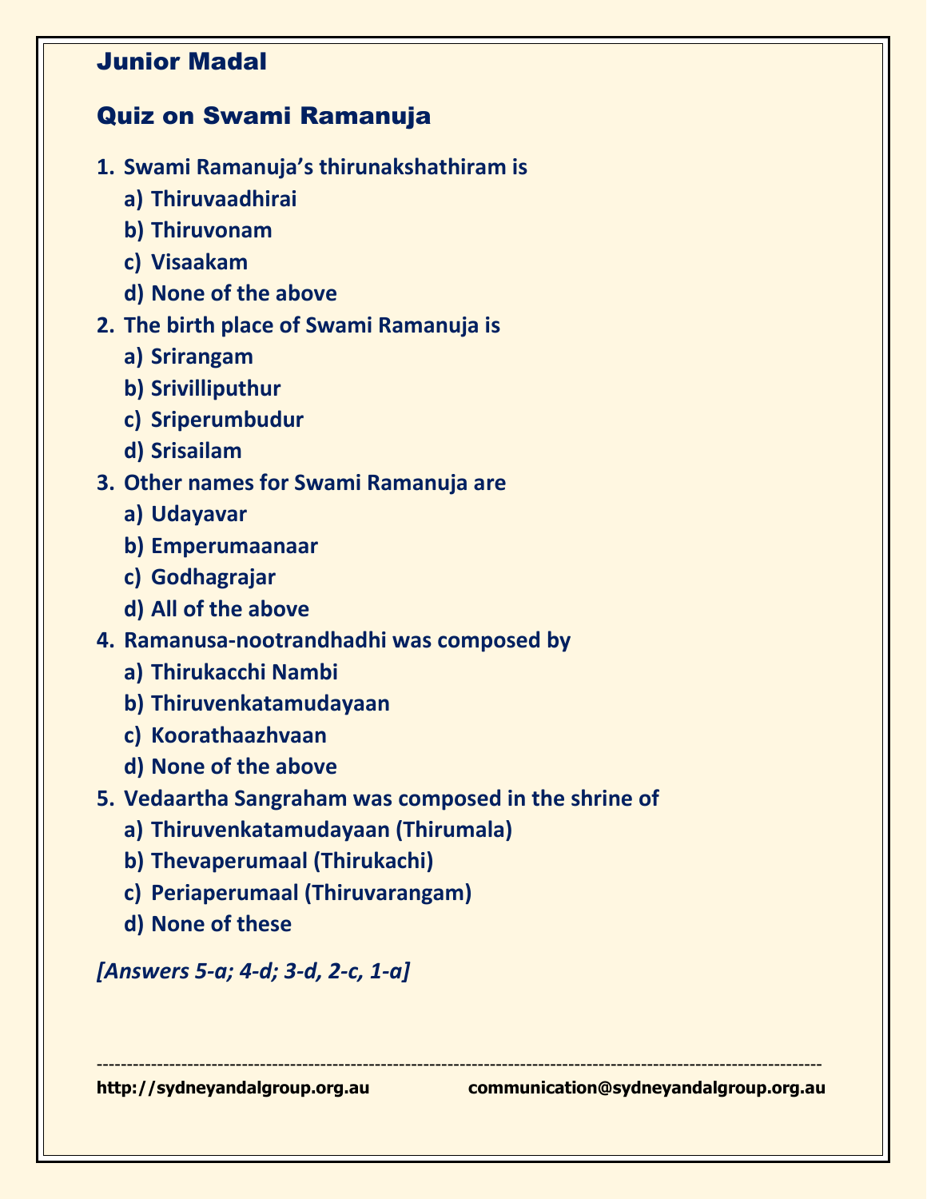## Junior Madal

## Quiz on Swami Ramanuja

1. Swami Ramanuja's thirunakshathiram is
   a) Thiruvaadhirai
   b) Thiruvonam
   c) Visaakam
   d) None of the above
2. The birth place of Swami Ramanuja is
   a) Srirangam
   b) Srivilliputhur
   c) Sriperumbudur
   d) Srisailam
3. Other names for Swami Ramanuja are
   a) Udayavar
   b) Emperumaanaar
   c) Godhagrajar
   d) All of the above
4. Ramanusa-nootrandhadhi was composed by
   a) Thirukacchi Nambi
   b) Thiruvenkatamudayaan
   c) Koorathaazhvaan
   d) None of the above
5. Vedaartha Sangraham was composed in the shrine of
   a) Thiruvenkatamudayaan (Thirumala)
   b) Thevaperumaal (Thirukachi)
   c) Periaperumaal (Thiruvarangam)
   d) None of these

*[Answers 5-a; 4-d; 3-d, 2-c, 1-a]*

http://sydneyandalgroup.org.au communication@sydneyandalgroup.org.au